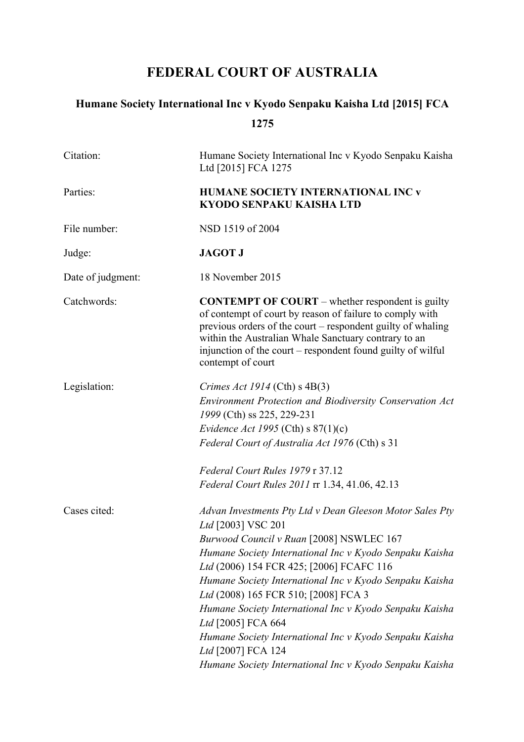# FEDERAL COURT OF AUSTRALIA

## Humane Society International Inc v Kyodo Senpaku Kaisha Ltd [2015] FCA 1275

| | |
|---|---|
| Citation: | Humane Society International Inc v Kyodo Senpaku Kaisha Ltd [2015] FCA 1275 |
| Parties: | **HUMANE SOCIETY INTERNATIONAL INC v KYODO SENPAKU KAISHA LTD** |
| File number: | NSD 1519 of 2004 |
| Judge: | **JAGOT J** |
| Date of judgment: | 18 November 2015 |
| Catchwords: | **CONTEMPT OF COURT** – whether respondent is guilty of contempt of court by reason of failure to comply with previous orders of the court – respondent guilty of whaling within the Australian Whale Sanctuary contrary to an injunction of the court – respondent found guilty of wilful contempt of court |
| Legislation: | *Crimes Act 1914* (Cth) s 4B(3)<br>*Environment Protection and Biodiversity Conservation Act 1999* (Cth) ss 225, 229-231<br>*Evidence Act 1995* (Cth) s 87(1)(c)<br>*Federal Court of Australia Act 1976* (Cth) s 31<br><br>*Federal Court Rules 1979* r 37.12<br>*Federal Court Rules 2011* rr 1.34, 41.06, 42.13 |
| Cases cited: | *Advan Investments Pty Ltd v Dean Gleeson Motor Sales Pty Ltd* [2003] VSC 201<br>*Burwood Council v Ruan* [2008] NSWLEC 167<br>*Humane Society International Inc v Kyodo Senpaku Kaisha Ltd* (2006) 154 FCR 425; [2006] FCAFC 116<br>*Humane Society International Inc v Kyodo Senpaku Kaisha Ltd* (2008) 165 FCR 510; [2008] FCA 3<br>*Humane Society International Inc v Kyodo Senpaku Kaisha Ltd* [2005] FCA 664<br>*Humane Society International Inc v Kyodo Senpaku Kaisha Ltd* [2007] FCA 124<br>*Humane Society International Inc v Kyodo Senpaku Kaisha* |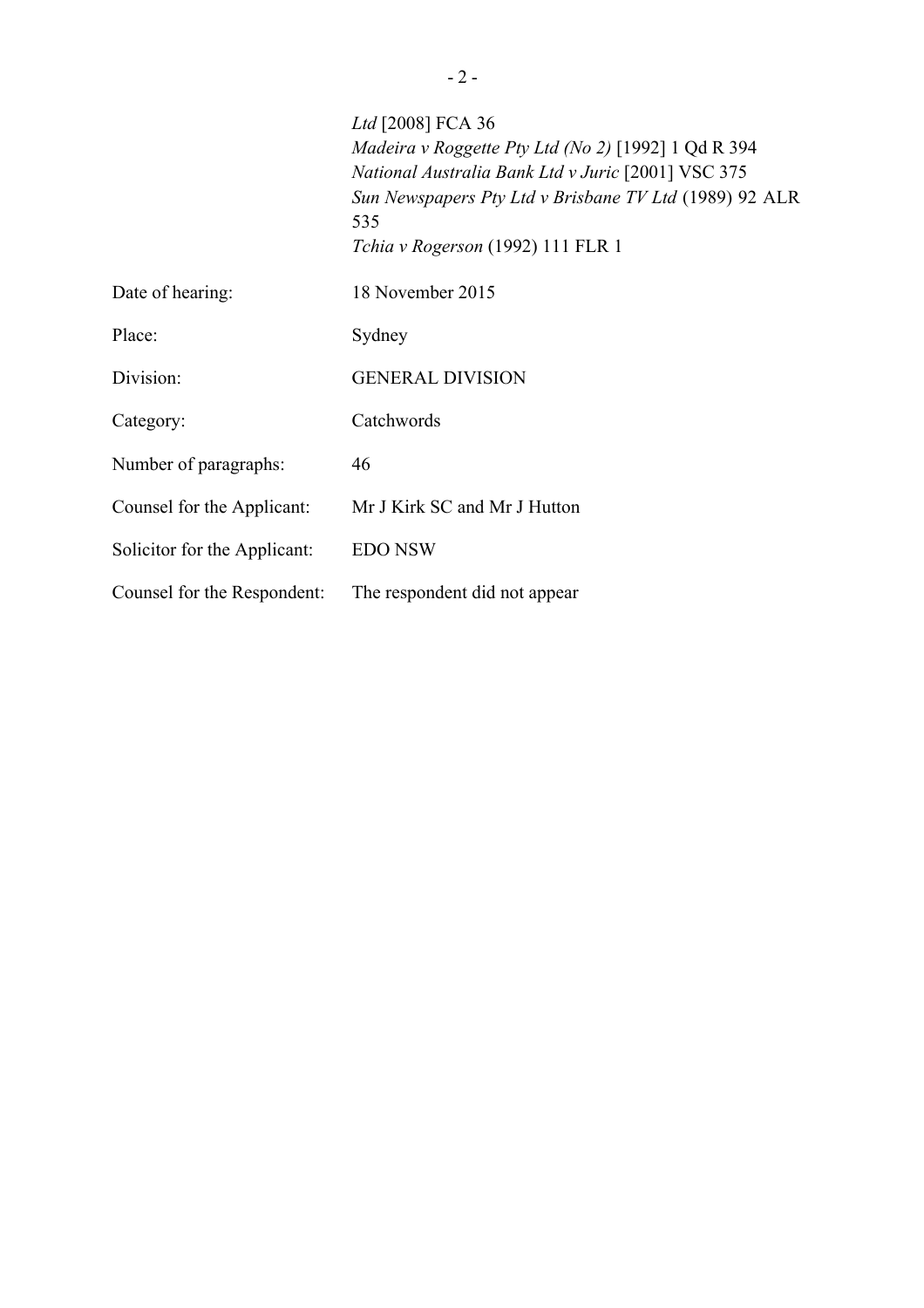*Ltd* [2008] FCA 36
*Madeira v Roggette Pty Ltd (No 2)* [1992] 1 Qd R 394
*National Australia Bank Ltd v Juric* [2001] VSC 375
*Sun Newspapers Pty Ltd v Brisbane TV Ltd* (1989) 92 ALR 535
*Tchia v Rogerson* (1992) 111 FLR 1

| | |
|---|---|
| Date of hearing: | 18 November 2015 |
| Place: | Sydney |
| Division: | GENERAL DIVISION |
| Category: | Catchwords |
| Number of paragraphs: | 46 |
| Counsel for the Applicant: | Mr J Kirk SC and Mr J Hutton |
| Solicitor for the Applicant: | EDO NSW |
| Counsel for the Respondent: | The respondent did not appear |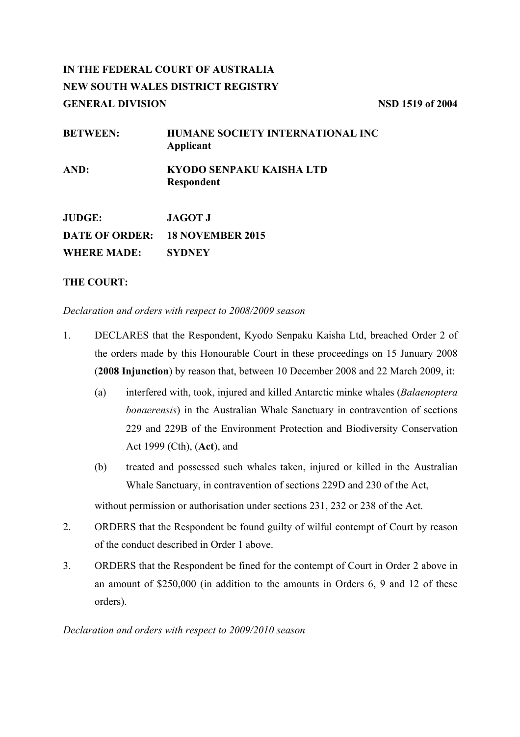**IN THE FEDERAL COURT OF AUSTRALIA**
**NEW SOUTH WALES DISTRICT REGISTRY**
**GENERAL DIVISION** **NSD 1519 of 2004**

| | |
|---|---|
| **BETWEEN:** | **HUMANE SOCIETY INTERNATIONAL INC** **Applicant** |
| **AND:** | **KYODO SENPAKU KAISHA LTD** **Respondent** |

| | |
|---|---|
| **JUDGE:** | **JAGOT J** |
| **DATE OF ORDER:** | **18 NOVEMBER 2015** |
| **WHERE MADE:** | **SYDNEY** |

**THE COURT:**

*Declaration and orders with respect to 2008/2009 season*

1. DECLARES that the Respondent, Kyodo Senpaku Kaisha Ltd, breached Order 2 of the orders made by this Honourable Court in these proceedings on 15 January 2008 (**2008 Injunction**) by reason that, between 10 December 2008 and 22 March 2009, it:

   (a) interfered with, took, injured and killed Antarctic minke whales (*Balaenoptera bonaerensis*) in the Australian Whale Sanctuary in contravention of sections 229 and 229B of the Environment Protection and Biodiversity Conservation Act 1999 (Cth), (**Act**), and

   (b) treated and possessed such whales taken, injured or killed in the Australian Whale Sanctuary, in contravention of sections 229D and 230 of the Act,

   without permission or authorisation under sections 231, 232 or 238 of the Act.

2. ORDERS that the Respondent be found guilty of wilful contempt of Court by reason of the conduct described in Order 1 above.

3. ORDERS that the Respondent be fined for the contempt of Court in Order 2 above in an amount of $250,000 (in addition to the amounts in Orders 6, 9 and 12 of these orders).

*Declaration and orders with respect to 2009/2010 season*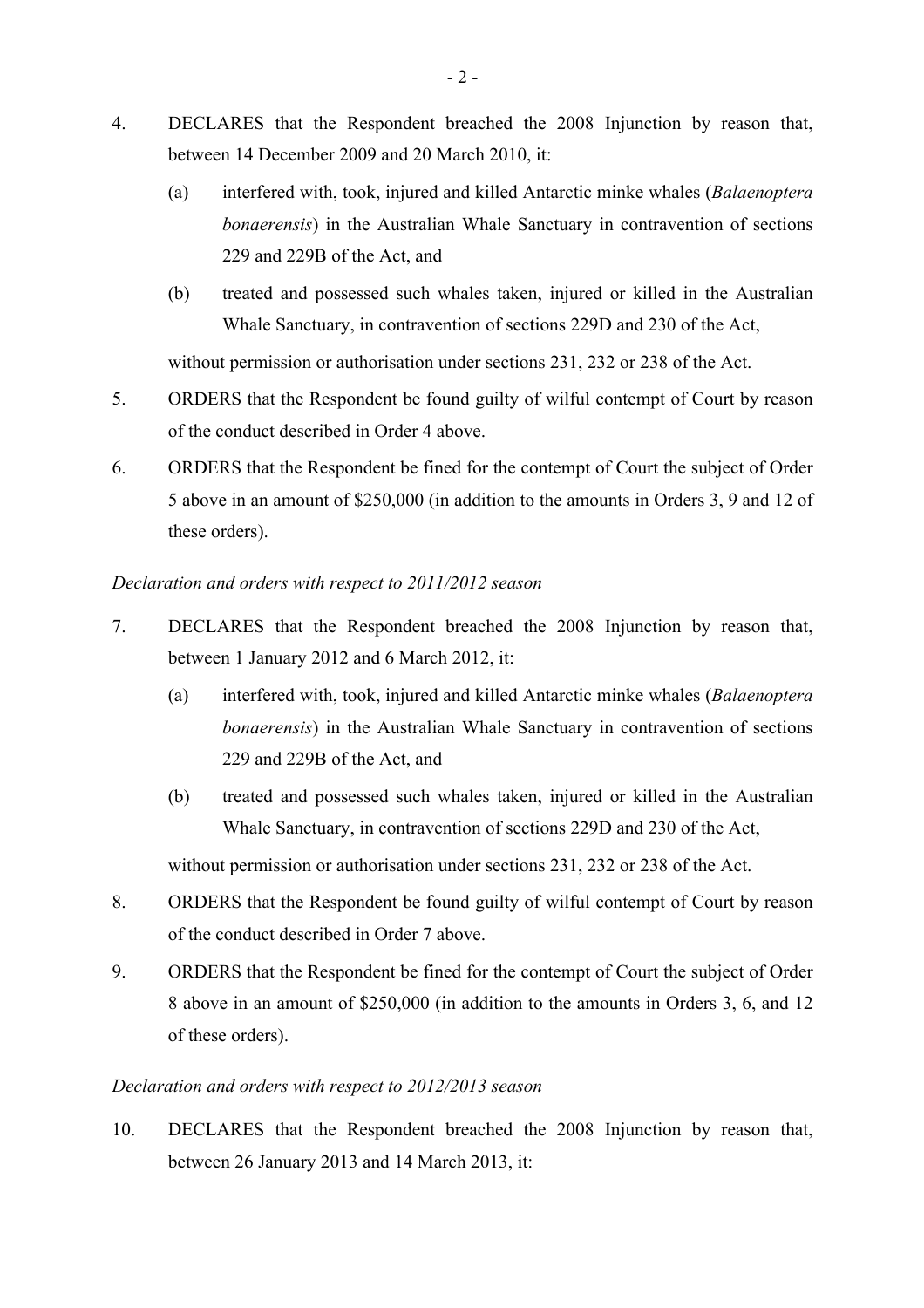4. DECLARES that the Respondent breached the 2008 Injunction by reason that, between 14 December 2009 and 20 March 2010, it:

   (a) interfered with, took, injured and killed Antarctic minke whales (*Balaenoptera bonaerensis*) in the Australian Whale Sanctuary in contravention of sections 229 and 229B of the Act, and

   (b) treated and possessed such whales taken, injured or killed in the Australian Whale Sanctuary, in contravention of sections 229D and 230 of the Act,

   without permission or authorisation under sections 231, 232 or 238 of the Act.

5. ORDERS that the Respondent be found guilty of wilful contempt of Court by reason of the conduct described in Order 4 above.

6. ORDERS that the Respondent be fined for the contempt of Court the subject of Order 5 above in an amount of $250,000 (in addition to the amounts in Orders 3, 9 and 12 of these orders).

*Declaration and orders with respect to 2011/2012 season*

7. DECLARES that the Respondent breached the 2008 Injunction by reason that, between 1 January 2012 and 6 March 2012, it:

   (a) interfered with, took, injured and killed Antarctic minke whales (*Balaenoptera bonaerensis*) in the Australian Whale Sanctuary in contravention of sections 229 and 229B of the Act, and

   (b) treated and possessed such whales taken, injured or killed in the Australian Whale Sanctuary, in contravention of sections 229D and 230 of the Act,

   without permission or authorisation under sections 231, 232 or 238 of the Act.

8. ORDERS that the Respondent be found guilty of wilful contempt of Court by reason of the conduct described in Order 7 above.

9. ORDERS that the Respondent be fined for the contempt of Court the subject of Order 8 above in an amount of $250,000 (in addition to the amounts in Orders 3, 6, and 12 of these orders).

*Declaration and orders with respect to 2012/2013 season*

10. DECLARES that the Respondent breached the 2008 Injunction by reason that, between 26 January 2013 and 14 March 2013, it: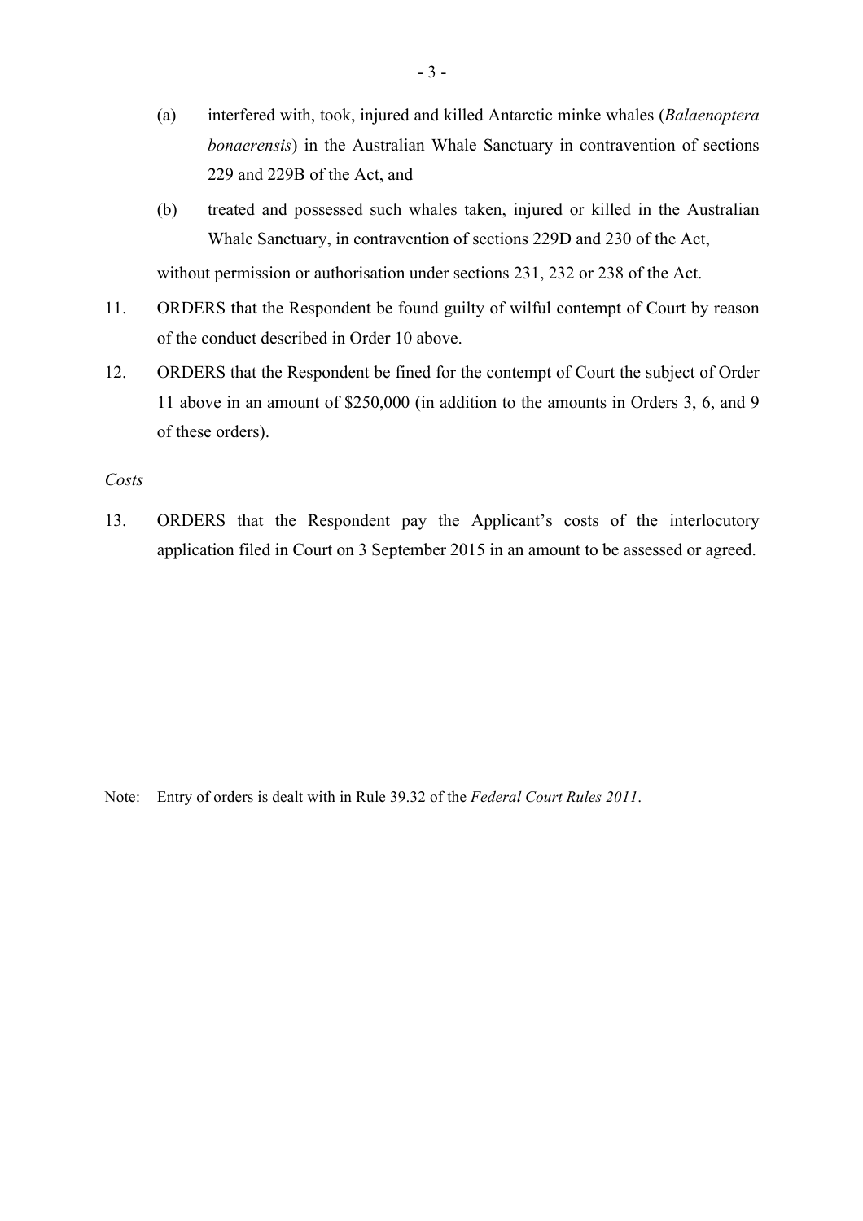(a) interfered with, took, injured and killed Antarctic minke whales (*Balaenoptera bonaerensis*) in the Australian Whale Sanctuary in contravention of sections 229 and 229B of the Act, and

(b) treated and possessed such whales taken, injured or killed in the Australian Whale Sanctuary, in contravention of sections 229D and 230 of the Act,

without permission or authorisation under sections 231, 232 or 238 of the Act.

11. ORDERS that the Respondent be found guilty of wilful contempt of Court by reason of the conduct described in Order 10 above.

12. ORDERS that the Respondent be fined for the contempt of Court the subject of Order 11 above in an amount of $250,000 (in addition to the amounts in Orders 3, 6, and 9 of these orders).

*Costs*

13. ORDERS that the Respondent pay the Applicant's costs of the interlocutory application filed in Court on 3 September 2015 in an amount to be assessed or agreed.

Note: Entry of orders is dealt with in Rule 39.32 of the *Federal Court Rules 2011*.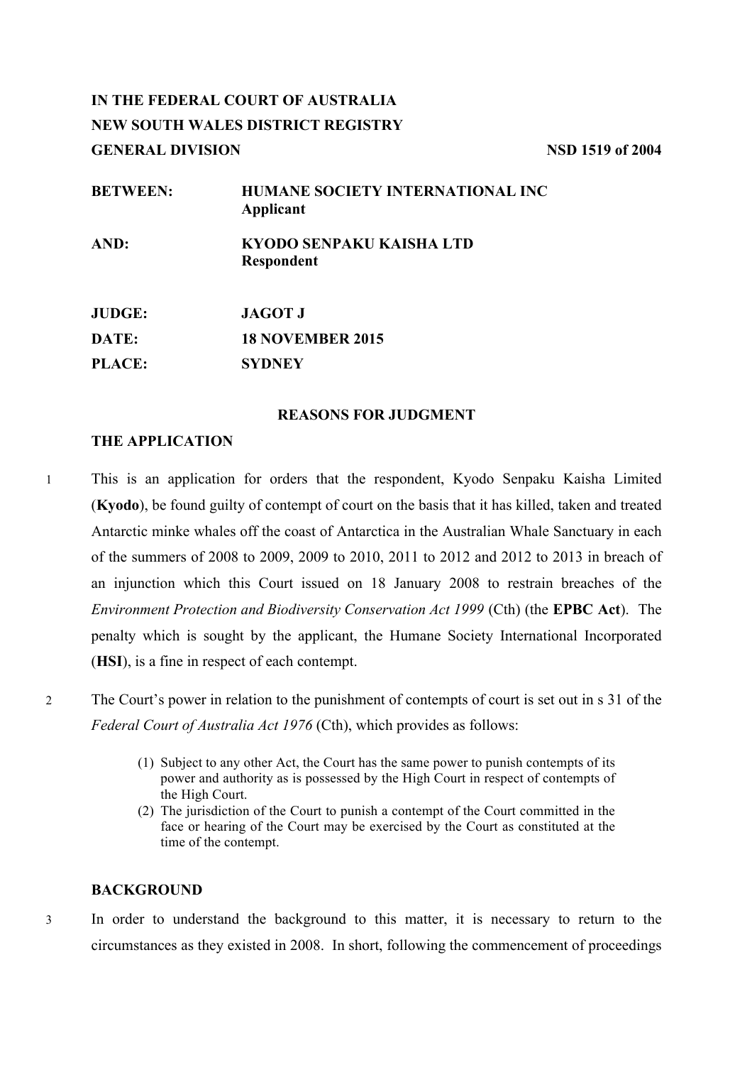**IN THE FEDERAL COURT OF AUSTRALIA**
**NEW SOUTH WALES DISTRICT REGISTRY**
**GENERAL DIVISION** **NSD 1519 of 2004**

| | |
|---|---|
| **BETWEEN:** | **HUMANE SOCIETY INTERNATIONAL INC**<br>**Applicant** |
| **AND:** | **KYODO SENPAKU KAISHA LTD**<br>**Respondent** |
| **JUDGE:** | **JAGOT J** |
| **DATE:** | **18 NOVEMBER 2015** |
| **PLACE:** | **SYDNEY** |

## REASONS FOR JUDGMENT

### THE APPLICATION

1 This is an application for orders that the respondent, Kyodo Senpaku Kaisha Limited (**Kyodo**), be found guilty of contempt of court on the basis that it has killed, taken and treated Antarctic minke whales off the coast of Antarctica in the Australian Whale Sanctuary in each of the summers of 2008 to 2009, 2009 to 2010, 2011 to 2012 and 2012 to 2013 in breach of an injunction which this Court issued on 18 January 2008 to restrain breaches of the *Environment Protection and Biodiversity Conservation Act 1999* (Cth) (the **EPBC Act**). The penalty which is sought by the applicant, the Humane Society International Incorporated (**HSI**), is a fine in respect of each contempt.

2 The Court's power in relation to the punishment of contempts of court is set out in s 31 of the *Federal Court of Australia Act 1976* (Cth), which provides as follows:

> (1) Subject to any other Act, the Court has the same power to punish contempts of its power and authority as is possessed by the High Court in respect of contempts of the High Court.
> (2) The jurisdiction of the Court to punish a contempt of the Court committed in the face or hearing of the Court may be exercised by the Court as constituted at the time of the contempt.

### BACKGROUND

3 In order to understand the background to this matter, it is necessary to return to the circumstances as they existed in 2008. In short, following the commencement of proceedings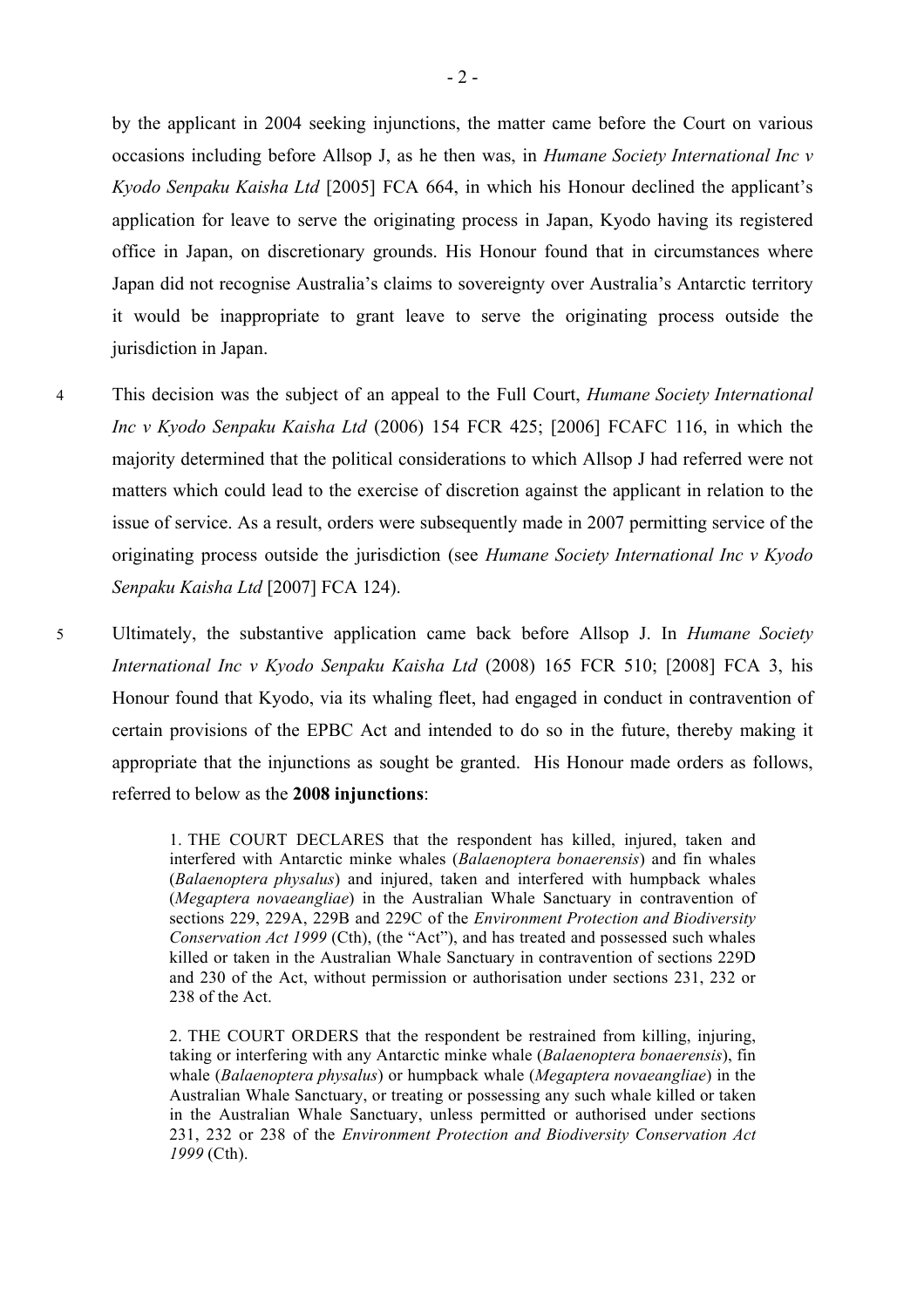by the applicant in 2004 seeking injunctions, the matter came before the Court on various occasions including before Allsop J, as he then was, in *Humane Society International Inc v Kyodo Senpaku Kaisha Ltd* [2005] FCA 664, in which his Honour declined the applicant's application for leave to serve the originating process in Japan, Kyodo having its registered office in Japan, on discretionary grounds. His Honour found that in circumstances where Japan did not recognise Australia's claims to sovereignty over Australia's Antarctic territory it would be inappropriate to grant leave to serve the originating process outside the jurisdiction in Japan.

4 This decision was the subject of an appeal to the Full Court, *Humane Society International Inc v Kyodo Senpaku Kaisha Ltd* (2006) 154 FCR 425; [2006] FCAFC 116, in which the majority determined that the political considerations to which Allsop J had referred were not matters which could lead to the exercise of discretion against the applicant in relation to the issue of service. As a result, orders were subsequently made in 2007 permitting service of the originating process outside the jurisdiction (see *Humane Society International Inc v Kyodo Senpaku Kaisha Ltd* [2007] FCA 124).

5 Ultimately, the substantive application came back before Allsop J. In *Humane Society International Inc v Kyodo Senpaku Kaisha Ltd* (2008) 165 FCR 510; [2008] FCA 3, his Honour found that Kyodo, via its whaling fleet, had engaged in conduct in contravention of certain provisions of the EPBC Act and intended to do so in the future, thereby making it appropriate that the injunctions as sought be granted. His Honour made orders as follows, referred to below as the **2008 injunctions**:

> 1. THE COURT DECLARES that the respondent has killed, injured, taken and interfered with Antarctic minke whales (*Balaenoptera bonaerensis*) and fin whales (*Balaenoptera physalus*) and injured, taken and interfered with humpback whales (*Megaptera novaeangliae*) in the Australian Whale Sanctuary in contravention of sections 229, 229A, 229B and 229C of the *Environment Protection and Biodiversity Conservation Act 1999* (Cth), (the "Act"), and has treated and possessed such whales killed or taken in the Australian Whale Sanctuary in contravention of sections 229D and 230 of the Act, without permission or authorisation under sections 231, 232 or 238 of the Act.
>
> 2. THE COURT ORDERS that the respondent be restrained from killing, injuring, taking or interfering with any Antarctic minke whale (*Balaenoptera bonaerensis*), fin whale (*Balaenoptera physalus*) or humpback whale (*Megaptera novaeangliae*) in the Australian Whale Sanctuary, or treating or possessing any such whale killed or taken in the Australian Whale Sanctuary, unless permitted or authorised under sections 231, 232 or 238 of the *Environment Protection and Biodiversity Conservation Act 1999* (Cth).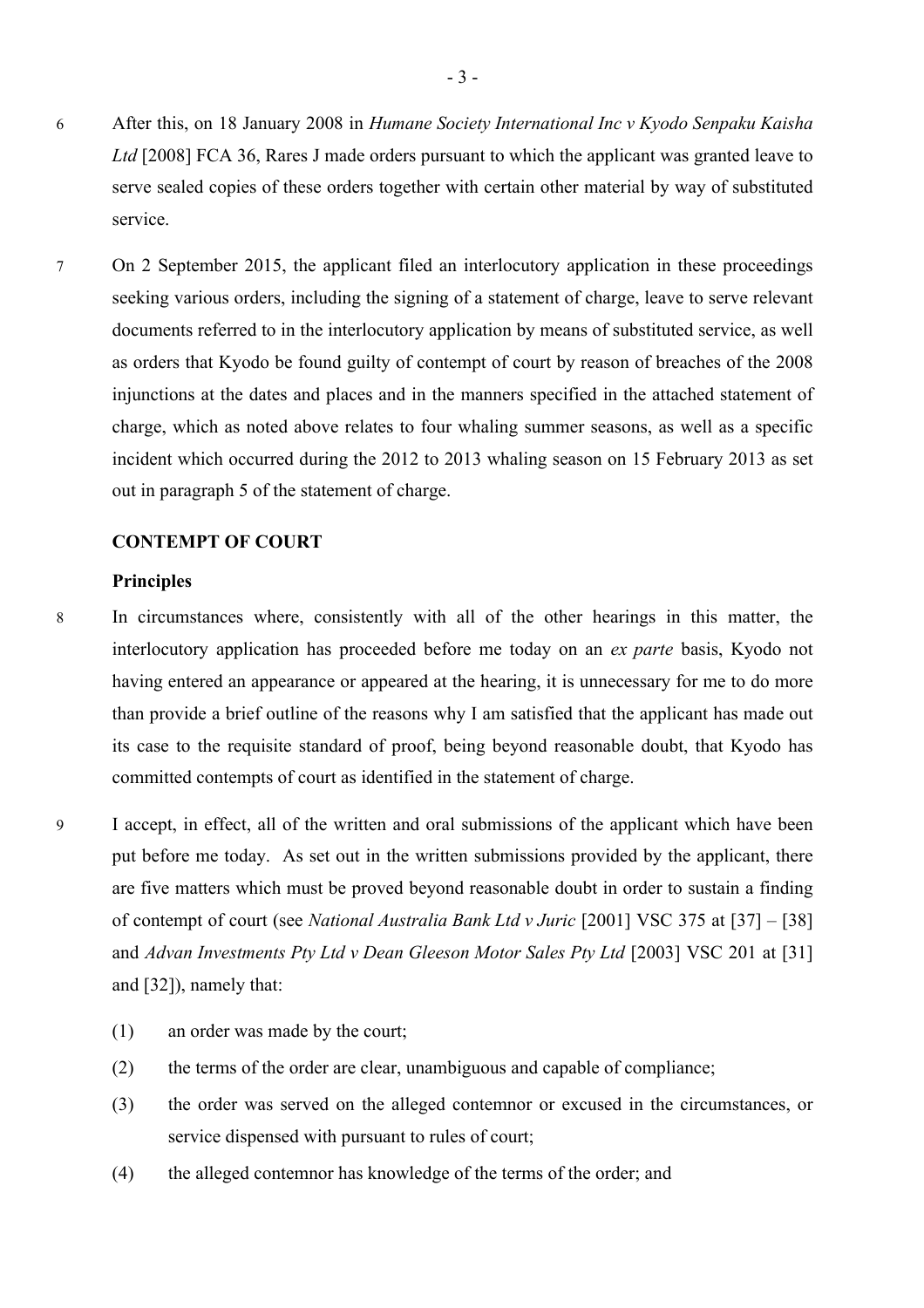6 After this, on 18 January 2008 in *Humane Society International Inc v Kyodo Senpaku Kaisha Ltd* [2008] FCA 36, Rares J made orders pursuant to which the applicant was granted leave to serve sealed copies of these orders together with certain other material by way of substituted service.

7 On 2 September 2015, the applicant filed an interlocutory application in these proceedings seeking various orders, including the signing of a statement of charge, leave to serve relevant documents referred to in the interlocutory application by means of substituted service, as well as orders that Kyodo be found guilty of contempt of court by reason of breaches of the 2008 injunctions at the dates and places and in the manners specified in the attached statement of charge, which as noted above relates to four whaling summer seasons, as well as a specific incident which occurred during the 2012 to 2013 whaling season on 15 February 2013 as set out in paragraph 5 of the statement of charge.

## CONTEMPT OF COURT

### Principles

8 In circumstances where, consistently with all of the other hearings in this matter, the interlocutory application has proceeded before me today on an *ex parte* basis, Kyodo not having entered an appearance or appeared at the hearing, it is unnecessary for me to do more than provide a brief outline of the reasons why I am satisfied that the applicant has made out its case to the requisite standard of proof, being beyond reasonable doubt, that Kyodo has committed contempts of court as identified in the statement of charge.

9 I accept, in effect, all of the written and oral submissions of the applicant which have been put before me today. As set out in the written submissions provided by the applicant, there are five matters which must be proved beyond reasonable doubt in order to sustain a finding of contempt of court (see *National Australia Bank Ltd v Juric* [2001] VSC 375 at [37] – [38] and *Advan Investments Pty Ltd v Dean Gleeson Motor Sales Pty Ltd* [2003] VSC 201 at [31] and [32]), namely that:

(1) an order was made by the court;

(2) the terms of the order are clear, unambiguous and capable of compliance;

(3) the order was served on the alleged contemnor or excused in the circumstances, or service dispensed with pursuant to rules of court;

(4) the alleged contemnor has knowledge of the terms of the order; and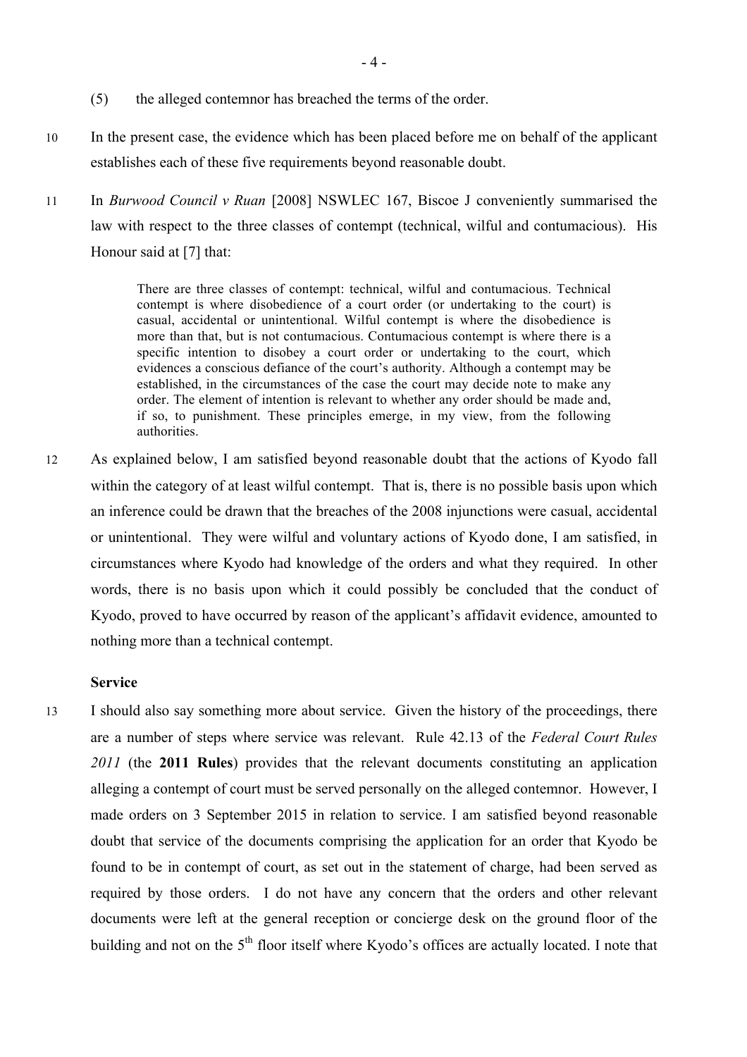(5) the alleged contemnor has breached the terms of the order.

10 In the present case, the evidence which has been placed before me on behalf of the applicant establishes each of these five requirements beyond reasonable doubt.

11 In *Burwood Council v Ruan* [2008] NSWLEC 167, Biscoe J conveniently summarised the law with respect to the three classes of contempt (technical, wilful and contumacious). His Honour said at [7] that:

> There are three classes of contempt: technical, wilful and contumacious. Technical contempt is where disobedience of a court order (or undertaking to the court) is casual, accidental or unintentional. Wilful contempt is where the disobedience is more than that, but is not contumacious. Contumacious contempt is where there is a specific intention to disobey a court order or undertaking to the court, which evidences a conscious defiance of the court's authority. Although a contempt may be established, in the circumstances of the case the court may decide note to make any order. The element of intention is relevant to whether any order should be made and, if so, to punishment. These principles emerge, in my view, from the following authorities.

12 As explained below, I am satisfied beyond reasonable doubt that the actions of Kyodo fall within the category of at least wilful contempt. That is, there is no possible basis upon which an inference could be drawn that the breaches of the 2008 injunctions were casual, accidental or unintentional. They were wilful and voluntary actions of Kyodo done, I am satisfied, in circumstances where Kyodo had knowledge of the orders and what they required. In other words, there is no basis upon which it could possibly be concluded that the conduct of Kyodo, proved to have occurred by reason of the applicant's affidavit evidence, amounted to nothing more than a technical contempt.

### Service

13 I should also say something more about service. Given the history of the proceedings, there are a number of steps where service was relevant. Rule 42.13 of the *Federal Court Rules 2011* (the **2011 Rules**) provides that the relevant documents constituting an application alleging a contempt of court must be served personally on the alleged contemnor. However, I made orders on 3 September 2015 in relation to service. I am satisfied beyond reasonable doubt that service of the documents comprising the application for an order that Kyodo be found to be in contempt of court, as set out in the statement of charge, had been served as required by those orders. I do not have any concern that the orders and other relevant documents were left at the general reception or concierge desk on the ground floor of the building and not on the 5th floor itself where Kyodo's offices are actually located. I note that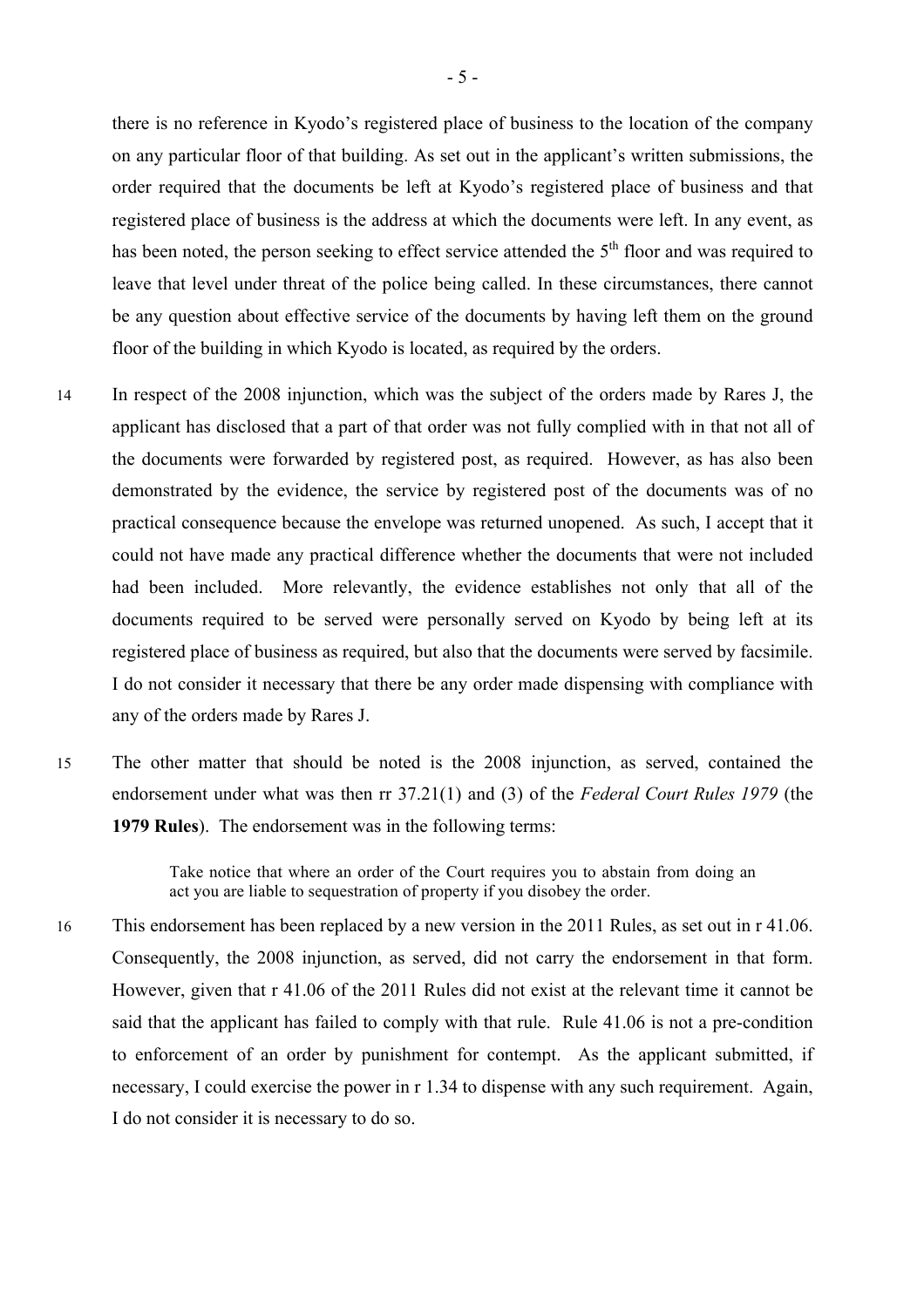there is no reference in Kyodo's registered place of business to the location of the company on any particular floor of that building. As set out in the applicant's written submissions, the order required that the documents be left at Kyodo's registered place of business and that registered place of business is the address at which the documents were left. In any event, as has been noted, the person seeking to effect service attended the 5th floor and was required to leave that level under threat of the police being called. In these circumstances, there cannot be any question about effective service of the documents by having left them on the ground floor of the building in which Kyodo is located, as required by the orders.

14 In respect of the 2008 injunction, which was the subject of the orders made by Rares J, the applicant has disclosed that a part of that order was not fully complied with in that not all of the documents were forwarded by registered post, as required. However, as has also been demonstrated by the evidence, the service by registered post of the documents was of no practical consequence because the envelope was returned unopened. As such, I accept that it could not have made any practical difference whether the documents that were not included had been included. More relevantly, the evidence establishes not only that all of the documents required to be served were personally served on Kyodo by being left at its registered place of business as required, but also that the documents were served by facsimile. I do not consider it necessary that there be any order made dispensing with compliance with any of the orders made by Rares J.

15 The other matter that should be noted is the 2008 injunction, as served, contained the endorsement under what was then rr 37.21(1) and (3) of the *Federal Court Rules 1979* (the **1979 Rules**). The endorsement was in the following terms:

> Take notice that where an order of the Court requires you to abstain from doing an act you are liable to sequestration of property if you disobey the order.

16 This endorsement has been replaced by a new version in the 2011 Rules, as set out in r 41.06. Consequently, the 2008 injunction, as served, did not carry the endorsement in that form. However, given that r 41.06 of the 2011 Rules did not exist at the relevant time it cannot be said that the applicant has failed to comply with that rule. Rule 41.06 is not a pre-condition to enforcement of an order by punishment for contempt. As the applicant submitted, if necessary, I could exercise the power in r 1.34 to dispense with any such requirement. Again, I do not consider it is necessary to do so.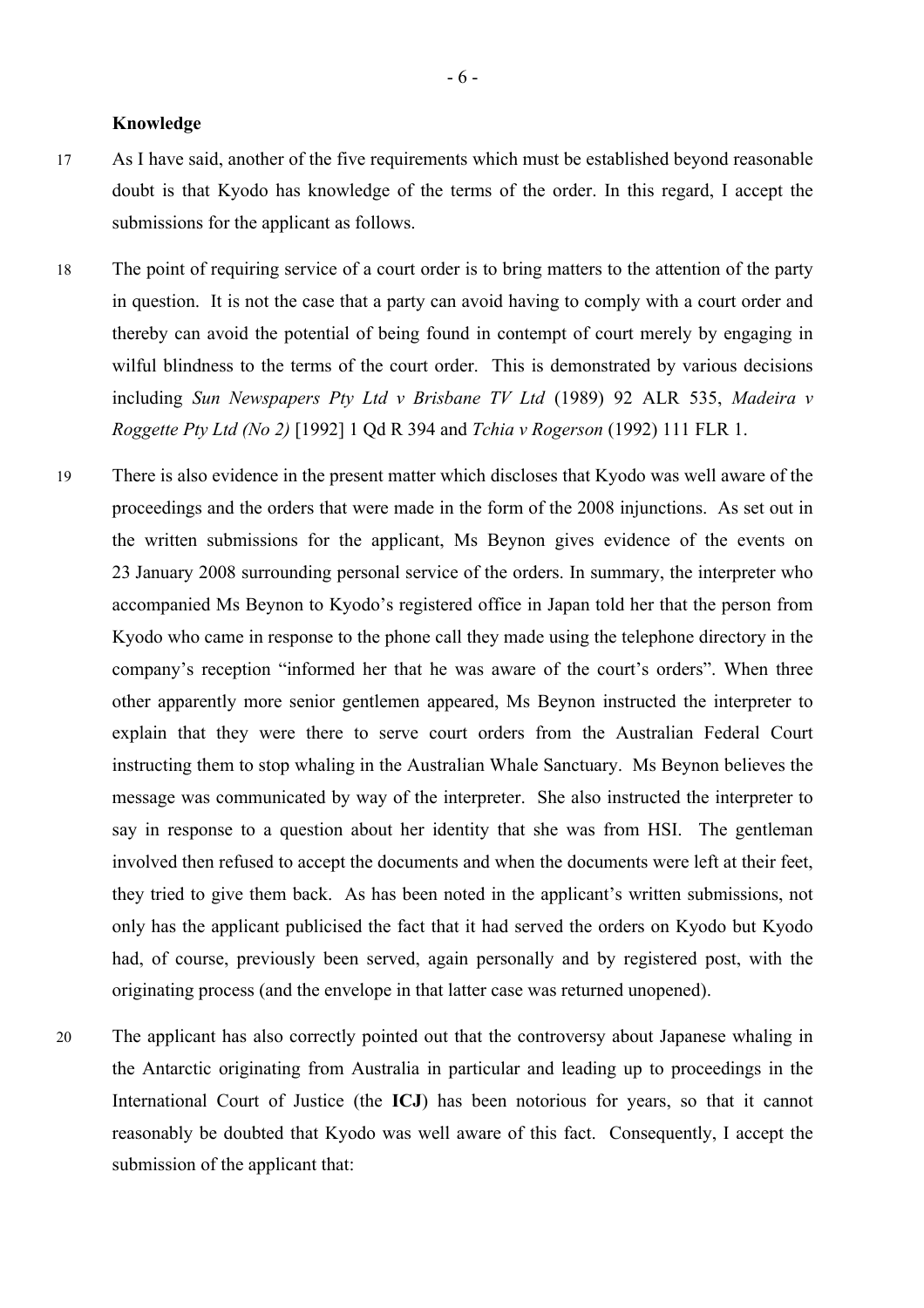**Knowledge**

17 As I have said, another of the five requirements which must be established beyond reasonable doubt is that Kyodo has knowledge of the terms of the order. In this regard, I accept the submissions for the applicant as follows.

18 The point of requiring service of a court order is to bring matters to the attention of the party in question. It is not the case that a party can avoid having to comply with a court order and thereby can avoid the potential of being found in contempt of court merely by engaging in wilful blindness to the terms of the court order. This is demonstrated by various decisions including *Sun Newspapers Pty Ltd v Brisbane TV Ltd* (1989) 92 ALR 535, *Madeira v Roggette Pty Ltd (No 2)* [1992] 1 Qd R 394 and *Tchia v Rogerson* (1992) 111 FLR 1.

19 There is also evidence in the present matter which discloses that Kyodo was well aware of the proceedings and the orders that were made in the form of the 2008 injunctions. As set out in the written submissions for the applicant, Ms Beynon gives evidence of the events on 23 January 2008 surrounding personal service of the orders. In summary, the interpreter who accompanied Ms Beynon to Kyodo's registered office in Japan told her that the person from Kyodo who came in response to the phone call they made using the telephone directory in the company's reception "informed her that he was aware of the court's orders". When three other apparently more senior gentlemen appeared, Ms Beynon instructed the interpreter to explain that they were there to serve court orders from the Australian Federal Court instructing them to stop whaling in the Australian Whale Sanctuary. Ms Beynon believes the message was communicated by way of the interpreter. She also instructed the interpreter to say in response to a question about her identity that she was from HSI. The gentleman involved then refused to accept the documents and when the documents were left at their feet, they tried to give them back. As has been noted in the applicant's written submissions, not only has the applicant publicised the fact that it had served the orders on Kyodo but Kyodo had, of course, previously been served, again personally and by registered post, with the originating process (and the envelope in that latter case was returned unopened).

20 The applicant has also correctly pointed out that the controversy about Japanese whaling in the Antarctic originating from Australia in particular and leading up to proceedings in the International Court of Justice (the **ICJ**) has been notorious for years, so that it cannot reasonably be doubted that Kyodo was well aware of this fact. Consequently, I accept the submission of the applicant that: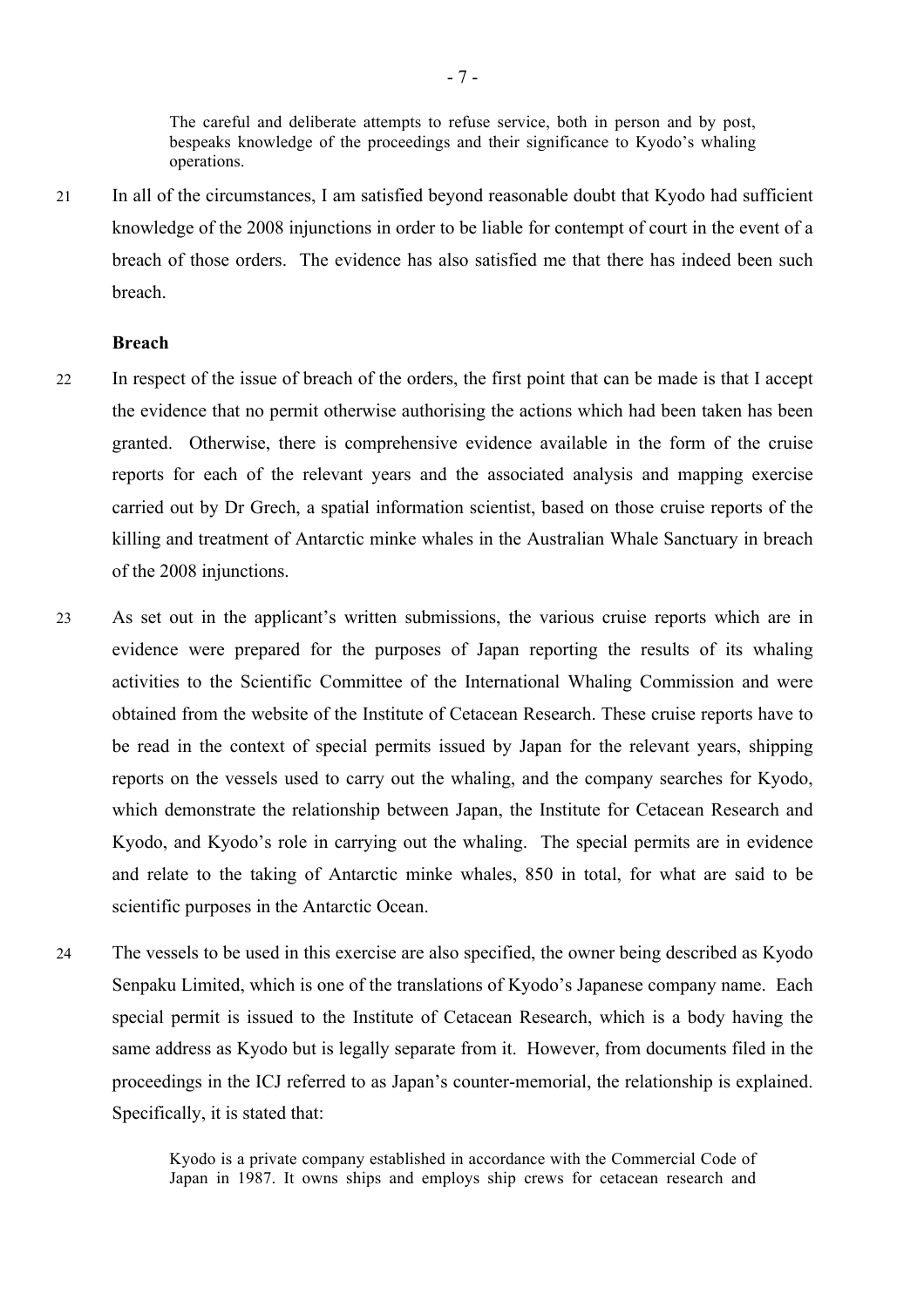> The careful and deliberate attempts to refuse service, both in person and by post, bespeaks knowledge of the proceedings and their significance to Kyodo's whaling operations.

21 In all of the circumstances, I am satisfied beyond reasonable doubt that Kyodo had sufficient knowledge of the 2008 injunctions in order to be liable for contempt of court in the event of a breach of those orders. The evidence has also satisfied me that there has indeed been such breach.

### Breach

22 In respect of the issue of breach of the orders, the first point that can be made is that I accept the evidence that no permit otherwise authorising the actions which had been taken has been granted. Otherwise, there is comprehensive evidence available in the form of the cruise reports for each of the relevant years and the associated analysis and mapping exercise carried out by Dr Grech, a spatial information scientist, based on those cruise reports of the killing and treatment of Antarctic minke whales in the Australian Whale Sanctuary in breach of the 2008 injunctions.

23 As set out in the applicant's written submissions, the various cruise reports which are in evidence were prepared for the purposes of Japan reporting the results of its whaling activities to the Scientific Committee of the International Whaling Commission and were obtained from the website of the Institute of Cetacean Research. These cruise reports have to be read in the context of special permits issued by Japan for the relevant years, shipping reports on the vessels used to carry out the whaling, and the company searches for Kyodo, which demonstrate the relationship between Japan, the Institute for Cetacean Research and Kyodo, and Kyodo's role in carrying out the whaling. The special permits are in evidence and relate to the taking of Antarctic minke whales, 850 in total, for what are said to be scientific purposes in the Antarctic Ocean.

24 The vessels to be used in this exercise are also specified, the owner being described as Kyodo Senpaku Limited, which is one of the translations of Kyodo's Japanese company name. Each special permit is issued to the Institute of Cetacean Research, which is a body having the same address as Kyodo but is legally separate from it. However, from documents filed in the proceedings in the ICJ referred to as Japan's counter-memorial, the relationship is explained. Specifically, it is stated that:

> Kyodo is a private company established in accordance with the Commercial Code of Japan in 1987. It owns ships and employs ship crews for cetacean research and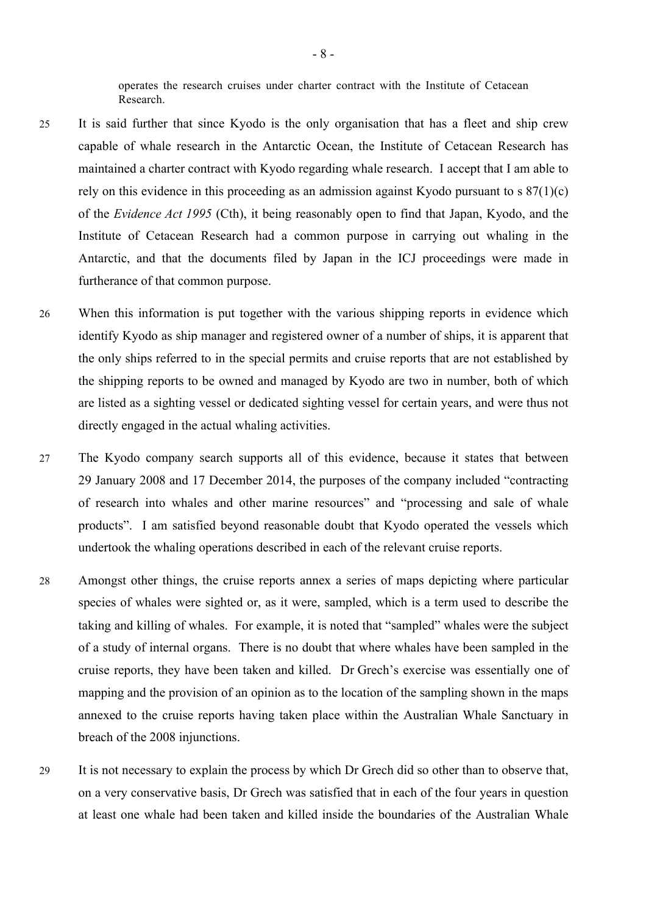operates the research cruises under charter contract with the Institute of Cetacean Research.

25 It is said further that since Kyodo is the only organisation that has a fleet and ship crew capable of whale research in the Antarctic Ocean, the Institute of Cetacean Research has maintained a charter contract with Kyodo regarding whale research. I accept that I am able to rely on this evidence in this proceeding as an admission against Kyodo pursuant to s 87(1)(c) of the *Evidence Act 1995* (Cth), it being reasonably open to find that Japan, Kyodo, and the Institute of Cetacean Research had a common purpose in carrying out whaling in the Antarctic, and that the documents filed by Japan in the ICJ proceedings were made in furtherance of that common purpose.

26 When this information is put together with the various shipping reports in evidence which identify Kyodo as ship manager and registered owner of a number of ships, it is apparent that the only ships referred to in the special permits and cruise reports that are not established by the shipping reports to be owned and managed by Kyodo are two in number, both of which are listed as a sighting vessel or dedicated sighting vessel for certain years, and were thus not directly engaged in the actual whaling activities.

27 The Kyodo company search supports all of this evidence, because it states that between 29 January 2008 and 17 December 2014, the purposes of the company included "contracting of research into whales and other marine resources" and "processing and sale of whale products". I am satisfied beyond reasonable doubt that Kyodo operated the vessels which undertook the whaling operations described in each of the relevant cruise reports.

28 Amongst other things, the cruise reports annex a series of maps depicting where particular species of whales were sighted or, as it were, sampled, which is a term used to describe the taking and killing of whales. For example, it is noted that "sampled" whales were the subject of a study of internal organs. There is no doubt that where whales have been sampled in the cruise reports, they have been taken and killed. Dr Grech's exercise was essentially one of mapping and the provision of an opinion as to the location of the sampling shown in the maps annexed to the cruise reports having taken place within the Australian Whale Sanctuary in breach of the 2008 injunctions.

29 It is not necessary to explain the process by which Dr Grech did so other than to observe that, on a very conservative basis, Dr Grech was satisfied that in each of the four years in question at least one whale had been taken and killed inside the boundaries of the Australian Whale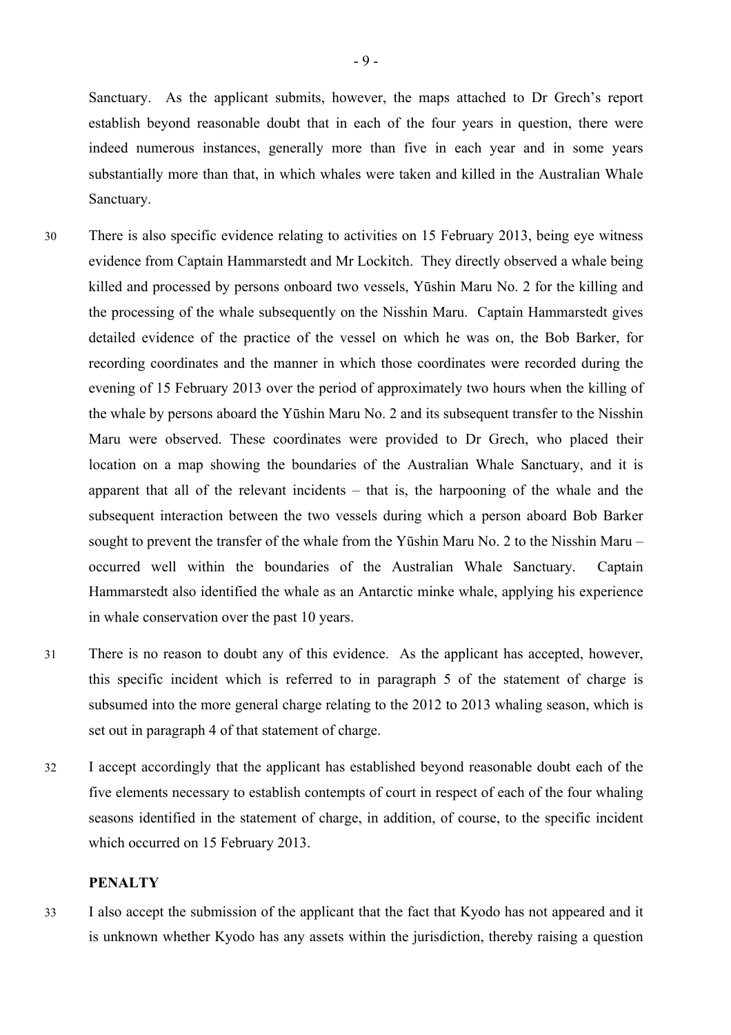Sanctuary. As the applicant submits, however, the maps attached to Dr Grech's report establish beyond reasonable doubt that in each of the four years in question, there were indeed numerous instances, generally more than five in each year and in some years substantially more than that, in which whales were taken and killed in the Australian Whale Sanctuary.

30 There is also specific evidence relating to activities on 15 February 2013, being eye witness evidence from Captain Hammarstedt and Mr Lockitch. They directly observed a whale being killed and processed by persons onboard two vessels, Yūshin Maru No. 2 for the killing and the processing of the whale subsequently on the Nisshin Maru. Captain Hammarstedt gives detailed evidence of the practice of the vessel on which he was on, the Bob Barker, for recording coordinates and the manner in which those coordinates were recorded during the evening of 15 February 2013 over the period of approximately two hours when the killing of the whale by persons aboard the Yūshin Maru No. 2 and its subsequent transfer to the Nisshin Maru were observed. These coordinates were provided to Dr Grech, who placed their location on a map showing the boundaries of the Australian Whale Sanctuary, and it is apparent that all of the relevant incidents – that is, the harpooning of the whale and the subsequent interaction between the two vessels during which a person aboard Bob Barker sought to prevent the transfer of the whale from the Yūshin Maru No. 2 to the Nisshin Maru – occurred well within the boundaries of the Australian Whale Sanctuary. Captain Hammarstedt also identified the whale as an Antarctic minke whale, applying his experience in whale conservation over the past 10 years.

31 There is no reason to doubt any of this evidence. As the applicant has accepted, however, this specific incident which is referred to in paragraph 5 of the statement of charge is subsumed into the more general charge relating to the 2012 to 2013 whaling season, which is set out in paragraph 4 of that statement of charge.

32 I accept accordingly that the applicant has established beyond reasonable doubt each of the five elements necessary to establish contempts of court in respect of each of the four whaling seasons identified in the statement of charge, in addition, of course, to the specific incident which occurred on 15 February 2013.

## PENALTY

33 I also accept the submission of the applicant that the fact that Kyodo has not appeared and it is unknown whether Kyodo has any assets within the jurisdiction, thereby raising a question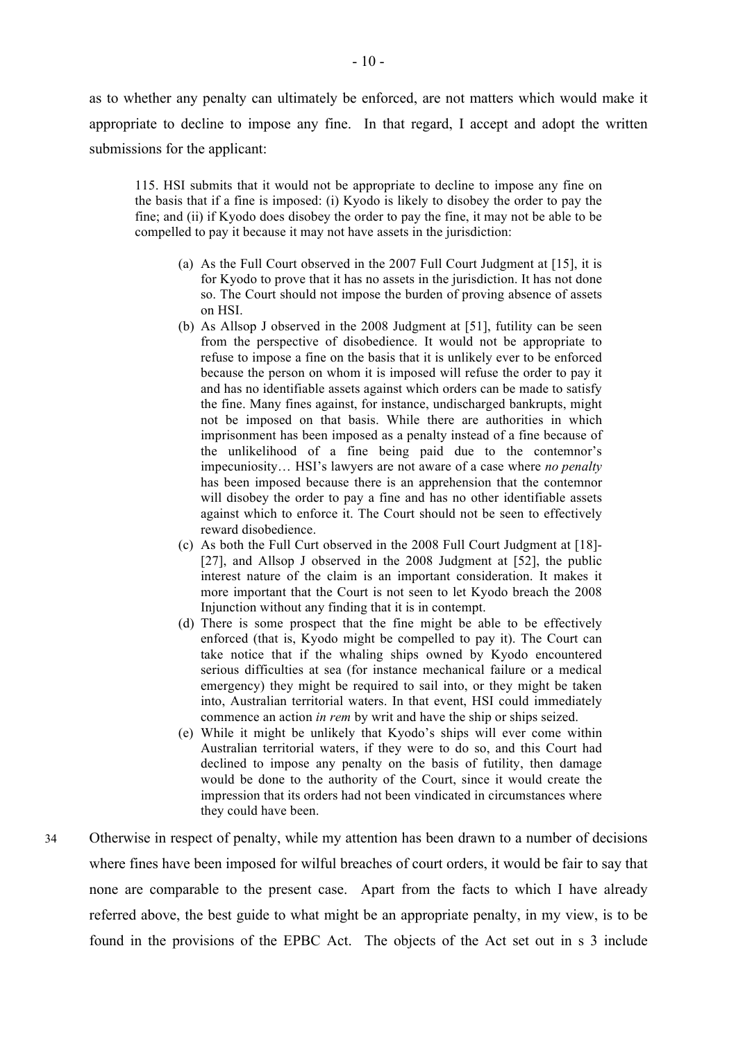as to whether any penalty can ultimately be enforced, are not matters which would make it appropriate to decline to impose any fine. In that regard, I accept and adopt the written submissions for the applicant:

> 115. HSI submits that it would not be appropriate to decline to impose any fine on the basis that if a fine is imposed: (i) Kyodo is likely to disobey the order to pay the fine; and (ii) if Kyodo does disobey the order to pay the fine, it may not be able to be compelled to pay it because it may not have assets in the jurisdiction:
>
> (a) As the Full Court observed in the 2007 Full Court Judgment at [15], it is for Kyodo to prove that it has no assets in the jurisdiction. It has not done so. The Court should not impose the burden of proving absence of assets on HSI.
>
> (b) As Allsop J observed in the 2008 Judgment at [51], futility can be seen from the perspective of disobedience. It would not be appropriate to refuse to impose a fine on the basis that it is unlikely ever to be enforced because the person on whom it is imposed will refuse the order to pay it and has no identifiable assets against which orders can be made to satisfy the fine. Many fines against, for instance, undischarged bankrupts, might not be imposed on that basis. While there are authorities in which imprisonment has been imposed as a penalty instead of a fine because of the unlikelihood of a fine being paid due to the contemnor's impecuniosity… HSI's lawyers are not aware of a case where *no penalty* has been imposed because there is an apprehension that the contemnor will disobey the order to pay a fine and has no other identifiable assets against which to enforce it. The Court should not be seen to effectively reward disobedience.
>
> (c) As both the Full Curt observed in the 2008 Full Court Judgment at [18]-[27], and Allsop J observed in the 2008 Judgment at [52], the public interest nature of the claim is an important consideration. It makes it more important that the Court is not seen to let Kyodo breach the 2008 Injunction without any finding that it is in contempt.
>
> (d) There is some prospect that the fine might be able to be effectively enforced (that is, Kyodo might be compelled to pay it). The Court can take notice that if the whaling ships owned by Kyodo encountered serious difficulties at sea (for instance mechanical failure or a medical emergency) they might be required to sail into, or they might be taken into, Australian territorial waters. In that event, HSI could immediately commence an action *in rem* by writ and have the ship or ships seized.
>
> (e) While it might be unlikely that Kyodo's ships will ever come within Australian territorial waters, if they were to do so, and this Court had declined to impose any penalty on the basis of futility, then damage would be done to the authority of the Court, since it would create the impression that its orders had not been vindicated in circumstances where they could have been.

34 Otherwise in respect of penalty, while my attention has been drawn to a number of decisions where fines have been imposed for wilful breaches of court orders, it would be fair to say that none are comparable to the present case. Apart from the facts to which I have already referred above, the best guide to what might be an appropriate penalty, in my view, is to be found in the provisions of the EPBC Act. The objects of the Act set out in s 3 include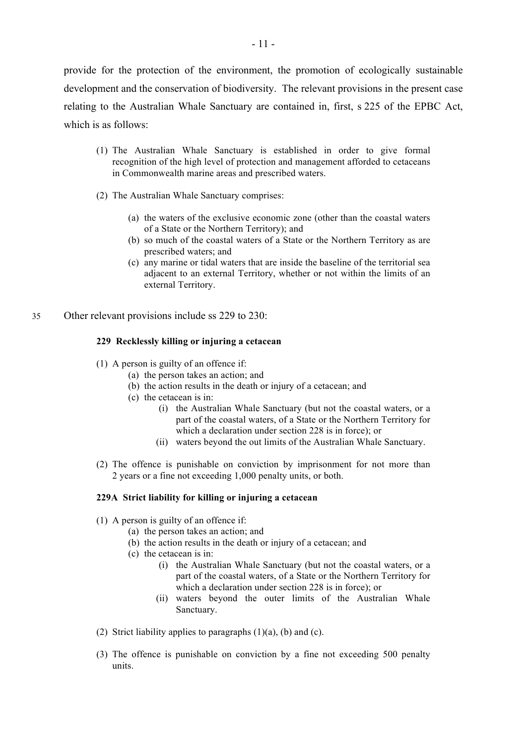provide for the protection of the environment, the promotion of ecologically sustainable development and the conservation of biodiversity. The relevant provisions in the present case relating to the Australian Whale Sanctuary are contained in, first, s 225 of the EPBC Act, which is as follows:

> (1) The Australian Whale Sanctuary is established in order to give formal recognition of the high level of protection and management afforded to cetaceans in Commonwealth marine areas and prescribed waters.
>
> (2) The Australian Whale Sanctuary comprises:
>
> (a) the waters of the exclusive economic zone (other than the coastal waters of a State or the Northern Territory); and
> (b) so much of the coastal waters of a State or the Northern Territory as are prescribed waters; and
> (c) any marine or tidal waters that are inside the baseline of the territorial sea adjacent to an external Territory, whether or not within the limits of an external Territory.

35 Other relevant provisions include ss 229 to 230:

> **229 Recklessly killing or injuring a cetacean**
>
> (1) A person is guilty of an offence if:
> (a) the person takes an action; and
> (b) the action results in the death or injury of a cetacean; and
> (c) the cetacean is in:
> (i) the Australian Whale Sanctuary (but not the coastal waters, or a part of the coastal waters, of a State or the Northern Territory for which a declaration under section 228 is in force); or
> (ii) waters beyond the out limits of the Australian Whale Sanctuary.
>
> (2) The offence is punishable on conviction by imprisonment for not more than 2 years or a fine not exceeding 1,000 penalty units, or both.
>
> **229A Strict liability for killing or injuring a cetacean**
>
> (1) A person is guilty of an offence if:
> (a) the person takes an action; and
> (b) the action results in the death or injury of a cetacean; and
> (c) the cetacean is in:
> (i) the Australian Whale Sanctuary (but not the coastal waters, or a part of the coastal waters, of a State or the Northern Territory for which a declaration under section 228 is in force); or
> (ii) waters beyond the outer limits of the Australian Whale Sanctuary.
>
> (2) Strict liability applies to paragraphs (1)(a), (b) and (c).
>
> (3) The offence is punishable on conviction by a fine not exceeding 500 penalty units.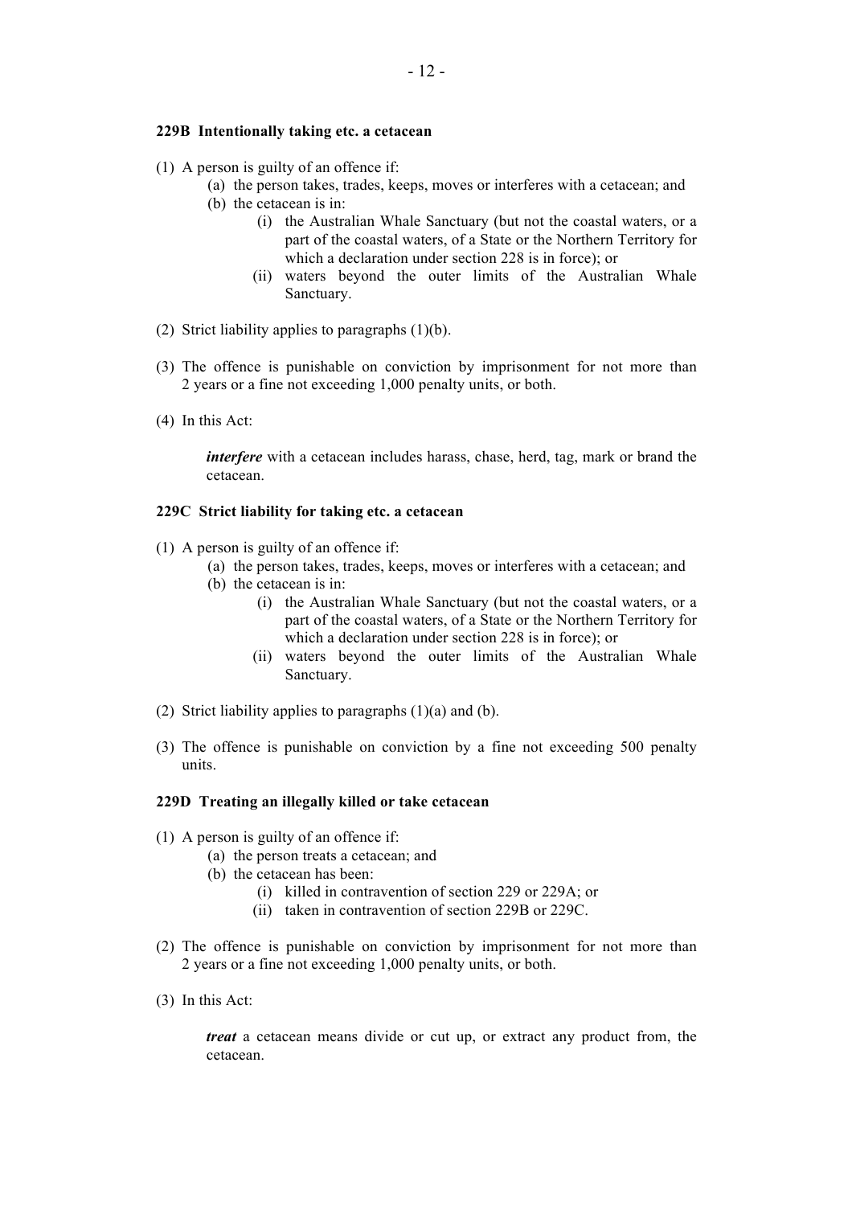**229B Intentionally taking etc. a cetacean**

(1) A person is guilty of an offence if:

- (a) the person takes, trades, keeps, moves or interferes with a cetacean; and
- (b) the cetacean is in:
  - (i) the Australian Whale Sanctuary (but not the coastal waters, or a part of the coastal waters, of a State or the Northern Territory for which a declaration under section 228 is in force); or
  - (ii) waters beyond the outer limits of the Australian Whale Sanctuary.

(2) Strict liability applies to paragraphs (1)(b).

(3) The offence is punishable on conviction by imprisonment for not more than 2 years or a fine not exceeding 1,000 penalty units, or both.

(4) In this Act:

> ***interfere*** with a cetacean includes harass, chase, herd, tag, mark or brand the cetacean.

**229C Strict liability for taking etc. a cetacean**

(1) A person is guilty of an offence if:

- (a) the person takes, trades, keeps, moves or interferes with a cetacean; and
- (b) the cetacean is in:
  - (i) the Australian Whale Sanctuary (but not the coastal waters, or a part of the coastal waters, of a State or the Northern Territory for which a declaration under section 228 is in force); or
  - (ii) waters beyond the outer limits of the Australian Whale Sanctuary.

(2) Strict liability applies to paragraphs (1)(a) and (b).

(3) The offence is punishable on conviction by a fine not exceeding 500 penalty units.

**229D Treating an illegally killed or take cetacean**

(1) A person is guilty of an offence if:

- (a) the person treats a cetacean; and
- (b) the cetacean has been:
  - (i) killed in contravention of section 229 or 229A; or
  - (ii) taken in contravention of section 229B or 229C.

(2) The offence is punishable on conviction by imprisonment for not more than 2 years or a fine not exceeding 1,000 penalty units, or both.

(3) In this Act:

> ***treat*** a cetacean means divide or cut up, or extract any product from, the cetacean.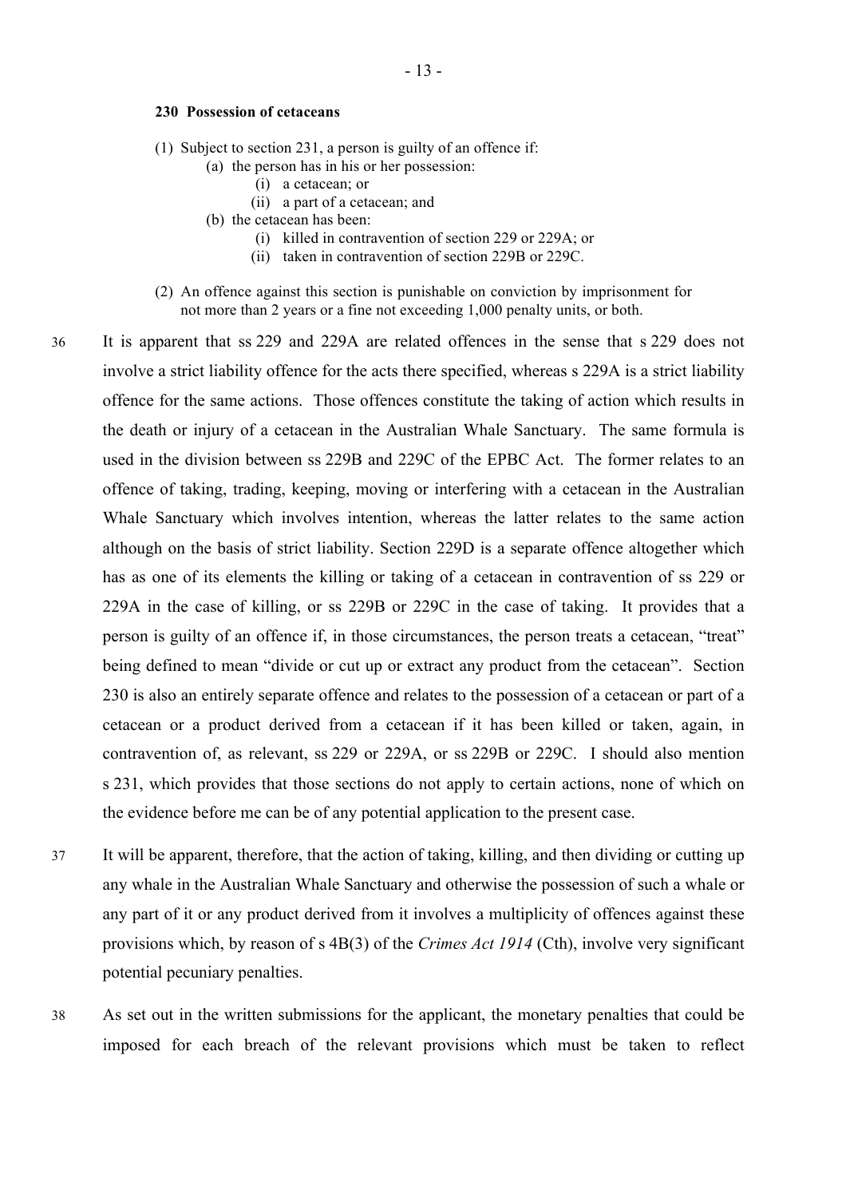**230 Possession of cetaceans**

(1) Subject to section 231, a person is guilty of an offence if:

- (a) the person has in his or her possession:
  - (i) a cetacean; or
  - (ii) a part of a cetacean; and
- (b) the cetacean has been:
  - (i) killed in contravention of section 229 or 229A; or
  - (ii) taken in contravention of section 229B or 229C.

(2) An offence against this section is punishable on conviction by imprisonment for not more than 2 years or a fine not exceeding 1,000 penalty units, or both.

36 It is apparent that ss 229 and 229A are related offences in the sense that s 229 does not involve a strict liability offence for the acts there specified, whereas s 229A is a strict liability offence for the same actions. Those offences constitute the taking of action which results in the death or injury of a cetacean in the Australian Whale Sanctuary. The same formula is used in the division between ss 229B and 229C of the EPBC Act. The former relates to an offence of taking, trading, keeping, moving or interfering with a cetacean in the Australian Whale Sanctuary which involves intention, whereas the latter relates to the same action although on the basis of strict liability. Section 229D is a separate offence altogether which has as one of its elements the killing or taking of a cetacean in contravention of ss 229 or 229A in the case of killing, or ss 229B or 229C in the case of taking. It provides that a person is guilty of an offence if, in those circumstances, the person treats a cetacean, "treat" being defined to mean "divide or cut up or extract any product from the cetacean". Section 230 is also an entirely separate offence and relates to the possession of a cetacean or part of a cetacean or a product derived from a cetacean if it has been killed or taken, again, in contravention of, as relevant, ss 229 or 229A, or ss 229B or 229C. I should also mention s 231, which provides that those sections do not apply to certain actions, none of which on the evidence before me can be of any potential application to the present case.

37 It will be apparent, therefore, that the action of taking, killing, and then dividing or cutting up any whale in the Australian Whale Sanctuary and otherwise the possession of such a whale or any part of it or any product derived from it involves a multiplicity of offences against these provisions which, by reason of s 4B(3) of the *Crimes Act 1914* (Cth), involve very significant potential pecuniary penalties.

38 As set out in the written submissions for the applicant, the monetary penalties that could be imposed for each breach of the relevant provisions which must be taken to reflect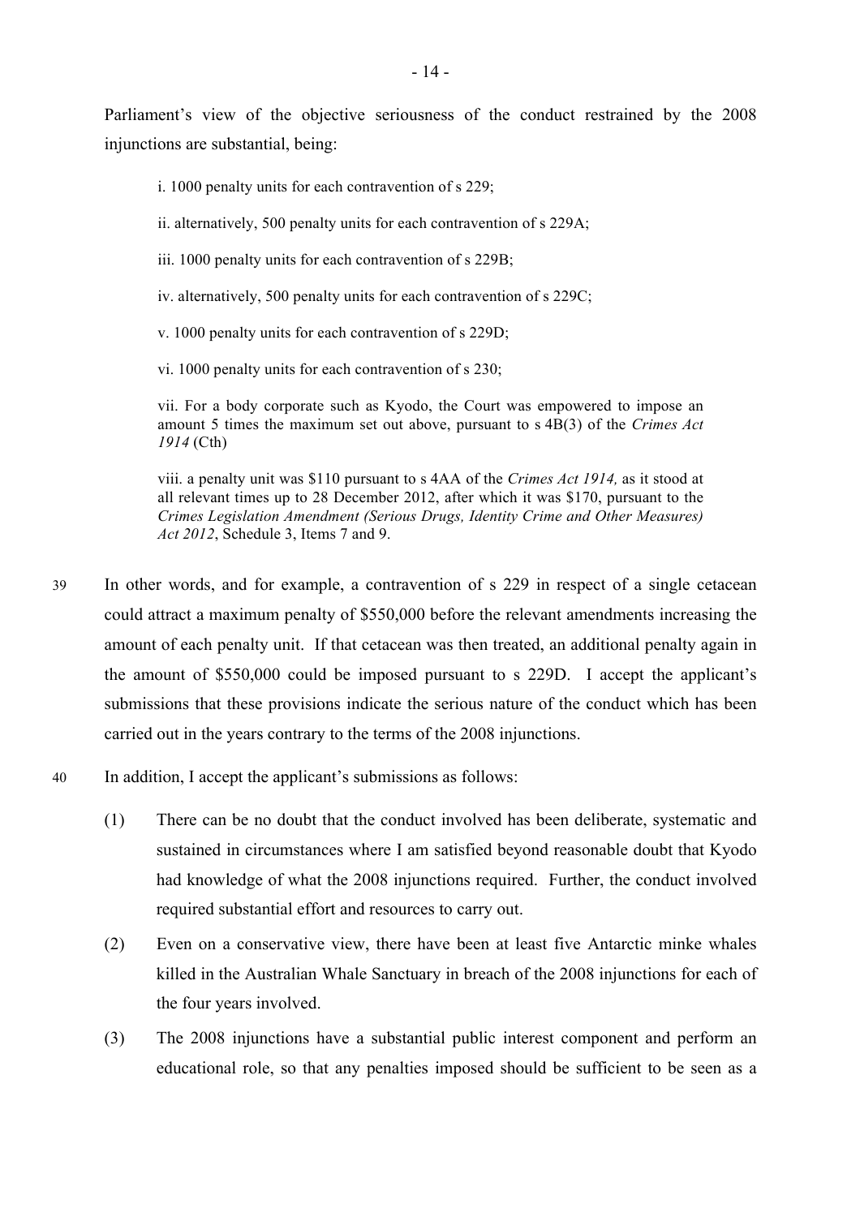Parliament's view of the objective seriousness of the conduct restrained by the 2008 injunctions are substantial, being:

> i. 1000 penalty units for each contravention of s 229;
>
> ii. alternatively, 500 penalty units for each contravention of s 229A;
>
> iii. 1000 penalty units for each contravention of s 229B;
>
> iv. alternatively, 500 penalty units for each contravention of s 229C;
>
> v. 1000 penalty units for each contravention of s 229D;
>
> vi. 1000 penalty units for each contravention of s 230;
>
> vii. For a body corporate such as Kyodo, the Court was empowered to impose an amount 5 times the maximum set out above, pursuant to s 4B(3) of the *Crimes Act 1914* (Cth)
>
> viii. a penalty unit was $110 pursuant to s 4AA of the *Crimes Act 1914,* as it stood at all relevant times up to 28 December 2012, after which it was $170, pursuant to the *Crimes Legislation Amendment (Serious Drugs, Identity Crime and Other Measures) Act 2012*, Schedule 3, Items 7 and 9.

39 In other words, and for example, a contravention of s 229 in respect of a single cetacean could attract a maximum penalty of $550,000 before the relevant amendments increasing the amount of each penalty unit. If that cetacean was then treated, an additional penalty again in the amount of $550,000 could be imposed pursuant to s 229D. I accept the applicant's submissions that these provisions indicate the serious nature of the conduct which has been carried out in the years contrary to the terms of the 2008 injunctions.

40 In addition, I accept the applicant's submissions as follows:

(1) There can be no doubt that the conduct involved has been deliberate, systematic and sustained in circumstances where I am satisfied beyond reasonable doubt that Kyodo had knowledge of what the 2008 injunctions required. Further, the conduct involved required substantial effort and resources to carry out.

(2) Even on a conservative view, there have been at least five Antarctic minke whales killed in the Australian Whale Sanctuary in breach of the 2008 injunctions for each of the four years involved.

(3) The 2008 injunctions have a substantial public interest component and perform an educational role, so that any penalties imposed should be sufficient to be seen as a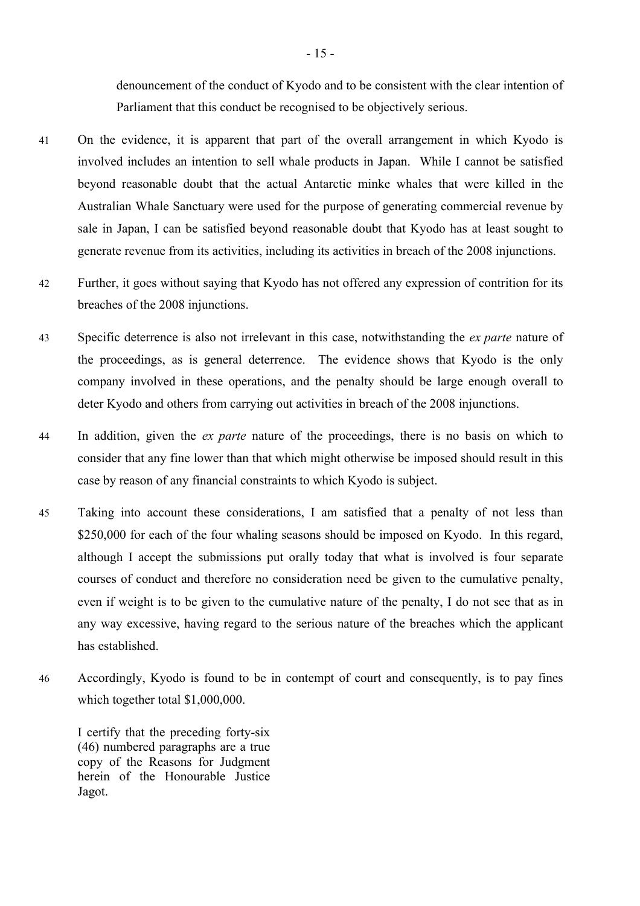denouncement of the conduct of Kyodo and to be consistent with the clear intention of Parliament that this conduct be recognised to be objectively serious.

41 On the evidence, it is apparent that part of the overall arrangement in which Kyodo is involved includes an intention to sell whale products in Japan. While I cannot be satisfied beyond reasonable doubt that the actual Antarctic minke whales that were killed in the Australian Whale Sanctuary were used for the purpose of generating commercial revenue by sale in Japan, I can be satisfied beyond reasonable doubt that Kyodo has at least sought to generate revenue from its activities, including its activities in breach of the 2008 injunctions.

42 Further, it goes without saying that Kyodo has not offered any expression of contrition for its breaches of the 2008 injunctions.

43 Specific deterrence is also not irrelevant in this case, notwithstanding the *ex parte* nature of the proceedings, as is general deterrence. The evidence shows that Kyodo is the only company involved in these operations, and the penalty should be large enough overall to deter Kyodo and others from carrying out activities in breach of the 2008 injunctions.

44 In addition, given the *ex parte* nature of the proceedings, there is no basis on which to consider that any fine lower than that which might otherwise be imposed should result in this case by reason of any financial constraints to which Kyodo is subject.

45 Taking into account these considerations, I am satisfied that a penalty of not less than \$250,000 for each of the four whaling seasons should be imposed on Kyodo. In this regard, although I accept the submissions put orally today that what is involved is four separate courses of conduct and therefore no consideration need be given to the cumulative penalty, even if weight is to be given to the cumulative nature of the penalty, I do not see that as in any way excessive, having regard to the serious nature of the breaches which the applicant has established.

46 Accordingly, Kyodo is found to be in contempt of court and consequently, is to pay fines which together total \$1,000,000.

I certify that the preceding forty-six (46) numbered paragraphs are a true copy of the Reasons for Judgment herein of the Honourable Justice Jagot.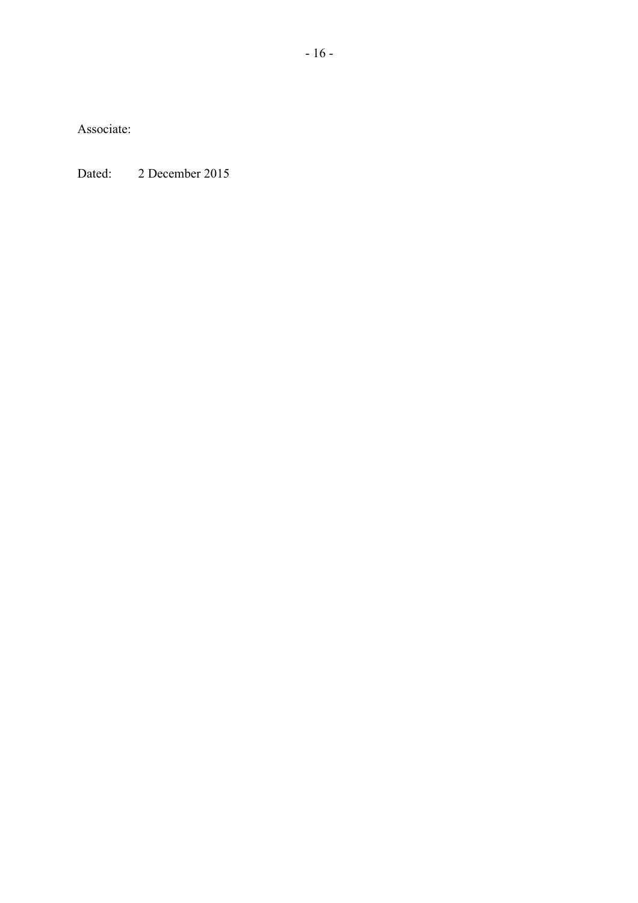Associate:

Dated:	2 December 2015